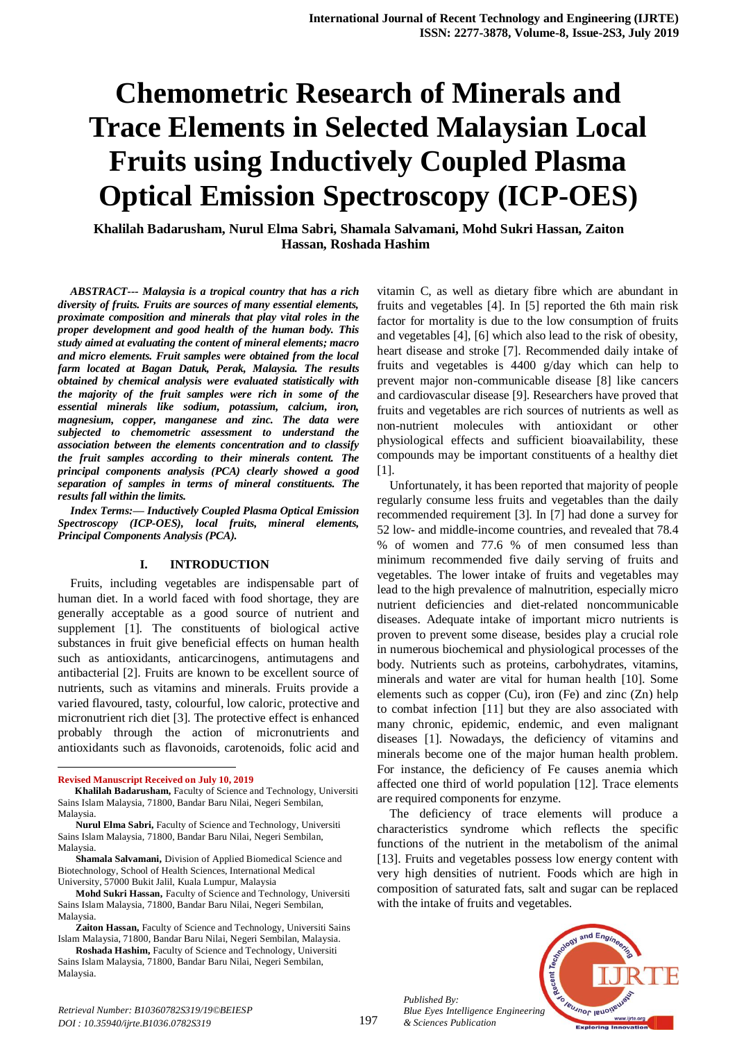# Chemometric Research of Minerals and Trace Elements in Selected Malaysian Local Fruits using Inductively Coupled Plasma Optical Emission Spectroscopy (ICP-OES)

**Khalilah Badarusham, Nurul Elma Sabri, Shamala Salvamani, Mohd Sukri Hassan, Zaiton Hassan, Roshada Hashim**

***ABSTRACT--- Malaysia is a tropical country that has a rich diversity of fruits. Fruits are sources of many essential elements, proximate composition and minerals that play vital roles in the proper development and good health of the human body. This study aimed at evaluating the content of mineral elements; macro and micro elements. Fruit samples were obtained from the local farm located at Bagan Datuk, Perak, Malaysia. The results obtained by chemical analysis were evaluated statistically with the majority of the fruit samples were rich in some of the essential minerals like sodium, potassium, calcium, iron, magnesium, copper, manganese and zinc. The data were subjected to chemometric assessment to understand the association between the elements concentration and to classify the fruit samples according to their minerals content. The principal components analysis (PCA) clearly showed a good separation of samples in terms of mineral constituents. The results fall within the limits.***

***Index Terms:— Inductively Coupled Plasma Optical Emission Spectroscopy (ICP-OES), local fruits, mineral elements, Principal Components Analysis (PCA).***

## I. INTRODUCTION

Fruits, including vegetables are indispensable part of human diet. In a world faced with food shortage, they are generally acceptable as a good source of nutrient and supplement [1]. The constituents of biological active substances in fruit give beneficial effects on human health such as antioxidants, anticarcinogens, antimutagens and antibacterial [2]. Fruits are known to be excellent source of nutrients, such as vitamins and minerals. Fruits provide a varied flavoured, tasty, colourful, low caloric, protective and micronutrient rich diet [3]. The protective effect is enhanced probably through the action of micronutrients and antioxidants such as flavonoids, carotenoids, folic acid and vitamin C, as well as dietary fibre which are abundant in fruits and vegetables [4]. In [5] reported the 6th main risk factor for mortality is due to the low consumption of fruits and vegetables [4], [6] which also lead to the risk of obesity, heart disease and stroke [7]. Recommended daily intake of fruits and vegetables is 4400 g/day which can help to prevent major non-communicable disease [8] like cancers and cardiovascular disease [9]. Researchers have proved that fruits and vegetables are rich sources of nutrients as well as non-nutrient molecules with antioxidant or other physiological effects and sufficient bioavailability, these compounds may be important constituents of a healthy diet [1].

Unfortunately, it has been reported that majority of people regularly consume less fruits and vegetables than the daily recommended requirement [3]. In [7] had done a survey for 52 low- and middle-income countries, and revealed that 78.4 % of women and 77.6 % of men consumed less than minimum recommended five daily serving of fruits and vegetables. The lower intake of fruits and vegetables may lead to the high prevalence of malnutrition, especially micro nutrient deficiencies and diet-related noncommunicable diseases. Adequate intake of important micro nutrients is proven to prevent some disease, besides play a crucial role in numerous biochemical and physiological processes of the body. Nutrients such as proteins, carbohydrates, vitamins, minerals and water are vital for human health [10]. Some elements such as copper (Cu), iron (Fe) and zinc (Zn) help to combat infection [11] but they are also associated with many chronic, epidemic, endemic, and even malignant diseases [1]. Nowadays, the deficiency of vitamins and minerals become one of the major human health problem. For instance, the deficiency of Fe causes anemia which affected one third of world population [12]. Trace elements are required components for enzyme.

The deficiency of trace elements will produce a characteristics syndrome which reflects the specific functions of the nutrient in the metabolism of the animal [13]. Fruits and vegetables possess low energy content with very high densities of nutrient. Foods which are high in composition of saturated fats, salt and sugar can be replaced with the intake of fruits and vegetables.

---

**Revised Manuscript Received on July 10, 2019**

**Khalilah Badarusham,** Faculty of Science and Technology, Universiti Sains Islam Malaysia, 71800, Bandar Baru Nilai, Negeri Sembilan, Malaysia.

**Nurul Elma Sabri,** Faculty of Science and Technology, Universiti Sains Islam Malaysia, 71800, Bandar Baru Nilai, Negeri Sembilan, Malaysia.

**Shamala Salvamani,** Division of Applied Biomedical Science and Biotechnology, School of Health Sciences, International Medical University, 57000 Bukit Jalil, Kuala Lumpur, Malaysia

**Mohd Sukri Hassan,** Faculty of Science and Technology, Universiti Sains Islam Malaysia, 71800, Bandar Baru Nilai, Negeri Sembilan, Malaysia.

**Zaiton Hassan,** Faculty of Science and Technology, Universiti Sains Islam Malaysia, 71800, Bandar Baru Nilai, Negeri Sembilan, Malaysia.

**Roshada Hashim,** Faculty of Science and Technology, Universiti Sains Islam Malaysia, 71800, Bandar Baru Nilai, Negeri Sembilan, Malaysia.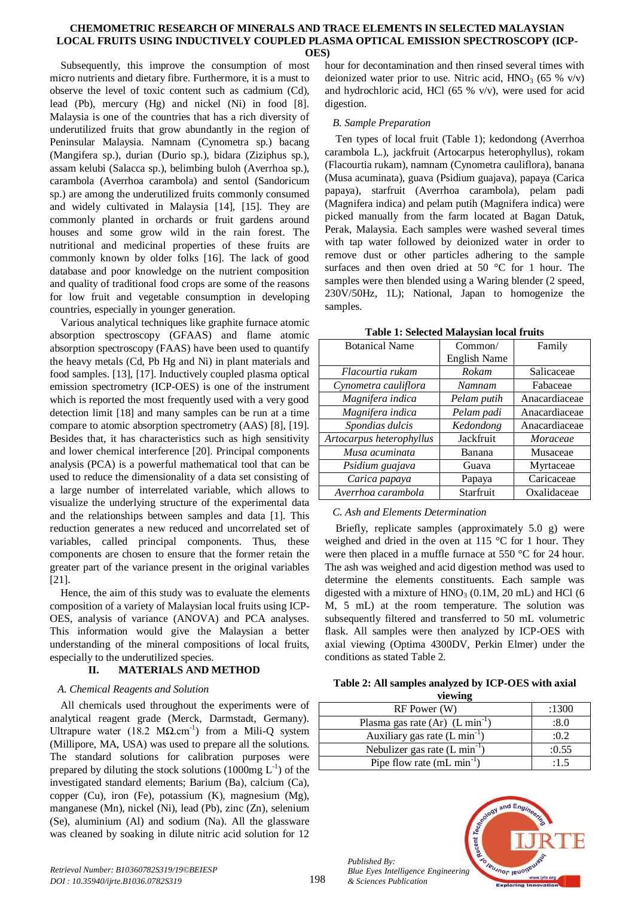Subsequently, this improve the consumption of most micro nutrients and dietary fibre. Furthermore, it is a must to observe the level of toxic content such as cadmium (Cd), lead (Pb), mercury (Hg) and nickel (Ni) in food [8]. Malaysia is one of the countries that has a rich diversity of underutilized fruits that grow abundantly in the region of Peninsular Malaysia. Namnam (Cynometra sp.) bacang (Mangifera sp.), durian (Durio sp.), bidara (Ziziphus sp.), assam kelubi (Salacca sp.), belimbing buloh (Averrhoa sp.), carambola (Averrhoa carambola) and sentol (Sandoricum sp.) are among the underutilized fruits commonly consumed and widely cultivated in Malaysia [14], [15]. They are commonly planted in orchards or fruit gardens around houses and some grow wild in the rain forest. The nutritional and medicinal properties of these fruits are commonly known by older folks [16]. The lack of good database and poor knowledge on the nutrient composition and quality of traditional food crops are some of the reasons for low fruit and vegetable consumption in developing countries, especially in younger generation.

Various analytical techniques like graphite furnace atomic absorption spectroscopy (GFAAS) and flame atomic absorption spectroscopy (FAAS) have been used to quantify the heavy metals (Cd, Pb Hg and Ni) in plant materials and food samples. [13], [17]. Inductively coupled plasma optical emission spectrometry (ICP-OES) is one of the instrument which is reported the most frequently used with a very good detection limit [18] and many samples can be run at a time compare to atomic absorption spectrometry (AAS) [8], [19]. Besides that, it has characteristics such as high sensitivity and lower chemical interference [20]. Principal components analysis (PCA) is a powerful mathematical tool that can be used to reduce the dimensionality of a data set consisting of a large number of interrelated variable, which allows to visualize the underlying structure of the experimental data and the relationships between samples and data [1]. This reduction generates a new reduced and uncorrelated set of variables, called principal components. Thus, these components are chosen to ensure that the former retain the greater part of the variance present in the original variables [21].

Hence, the aim of this study was to evaluate the elements composition of a variety of Malaysian local fruits using ICP-OES, analysis of variance (ANOVA) and PCA analyses. This information would give the Malaysian a better understanding of the mineral compositions of local fruits, especially to the underutilized species.

## II. MATERIALS AND METHOD

### *A. Chemical Reagents and Solution*

All chemicals used throughout the experiments were of analytical reagent grade (Merck, Darmstadt, Germany). Ultrapure water (18.2 MΩ.cm$^{-1}$) from a Mili-Q system (Millipore, MA, USA) was used to prepare all the solutions. The standard solutions for calibration purposes were prepared by diluting the stock solutions (1000mg L$^{-1}$) of the investigated standard elements; Barium (Ba), calcium (Ca), copper (Cu), iron (Fe), potassium (K), magnesium (Mg), manganese (Mn), nickel (Ni), lead (Pb), zinc (Zn), selenium (Se), aluminium (Al) and sodium (Na). All the glassware was cleaned by soaking in dilute nitric acid solution for 12 hour for decontamination and then rinsed several times with deionized water prior to use. Nitric acid, $HNO_3$ (65 % v/v) and hydrochloric acid, HCl (65 % v/v), were used for acid digestion.

### *B. Sample Preparation*

Ten types of local fruit (Table 1); kedondong (Averrhoa carambola L.), jackfruit (Artocarpus heterophyllus), rokam (Flacourtia rukam), namnam (Cynometra cauliflora), banana (Musa acuminata), guava (Psidium guajava), papaya (Carica papaya), starfruit (Averrhoa carambola), pelam padi (Magnifera indica) and pelam putih (Magnifera indica) were picked manually from the farm located at Bagan Datuk, Perak, Malaysia. Each samples were washed several times with tap water followed by deionized water in order to remove dust or other particles adhering to the sample surfaces and then oven dried at 50 °C for 1 hour. The samples were then blended using a Waring blender (2 speed, 230V/50Hz, 1L); National, Japan to homogenize the samples.

**Table 1: Selected Malaysian local fruits**

| Botanical Name | Common/ English Name | Family |
|---|---|---|
| *Flacourtia rukam* | *Rokam* | Salicaceae |
| *Cynometra cauliflora* | *Namnam* | Fabaceae |
| *Magnifera indica* | *Pelam putih* | Anacardiaceae |
| *Magnifera indica* | *Pelam padi* | Anacardiaceae |
| *Spondias dulcis* | *Kedondong* | Anacardiaceae |
| *Artocarpus heterophyllus* | Jackfruit | *Moraceae* |
| *Musa acuminata* | Banana | Musaceae |
| *Psidium guajava* | Guava | Myrtaceae |
| *Carica papaya* | Papaya | Caricaceae |
| *Averrhoa carambola* | Starfruit | Oxalidaceae |

### *C. Ash and Elements Determination*

Briefly, replicate samples (approximately 5.0 g) were weighed and dried in the oven at 115 °C for 1 hour. They were then placed in a muffle furnace at 550 °C for 24 hour. The ash was weighed and acid digestion method was used to determine the elements constituents. Each sample was digested with a mixture of $HNO_3$ (0.1M, 20 mL) and HCl (6 M, 5 mL) at the room temperature. The solution was subsequently filtered and transferred to 50 mL volumetric flask. All samples were then analyzed by ICP-OES with axial viewing (Optima 4300DV, Perkin Elmer) under the conditions as stated Table 2.

**Table 2: All samples analyzed by ICP-OES with axial viewing**

| Parameter | Value |
|---|---|
| RF Power (W) | :1300 |
| Plasma gas rate (Ar) (L min$^{-1}$) | :8.0 |
| Auxiliary gas rate (L min$^{-1}$) | :0.2 |
| Nebulizer gas rate (L min$^{-1}$) | :0.55 |
| Pipe flow rate (mL min$^{-1}$) | :1.5 |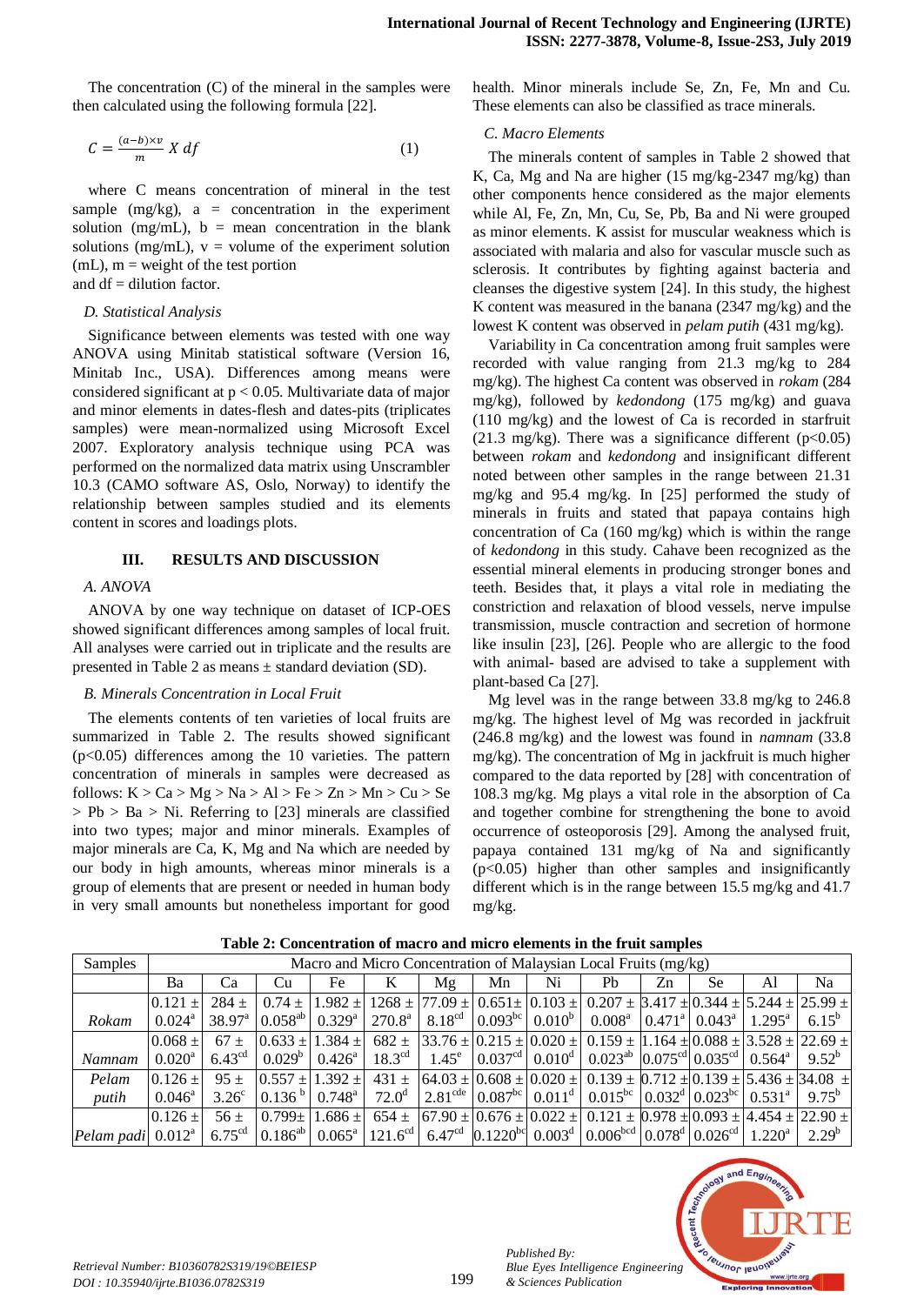The concentration (C) of the mineral in the samples were then calculated using the following formula [22].

$$C = \frac{(a-b)\times v}{m} X\, df \qquad (1)$$

where C means concentration of mineral in the test sample (mg/kg), a = concentration in the experiment solution (mg/mL), b = mean concentration in the blank solutions (mg/mL), v = volume of the experiment solution (mL), m = weight of the test portion
and df = dilution factor.

### D. Statistical Analysis

Significance between elements was tested with one way ANOVA using Minitab statistical software (Version 16, Minitab Inc., USA). Differences among means were considered significant at $p < 0.05$. Multivariate data of major and minor elements in dates-flesh and dates-pits (triplicates samples) were mean-normalized using Microsoft Excel 2007. Exploratory analysis technique using PCA was performed on the normalized data matrix using Unscrambler 10.3 (CAMO software AS, Oslo, Norway) to identify the relationship between samples studied and its elements content in scores and loadings plots.

## III. RESULTS AND DISCUSSION

### A. ANOVA

ANOVA by one way technique on dataset of ICP-OES showed significant differences among samples of local fruit. All analyses were carried out in triplicate and the results are presented in Table 2 as means ± standard deviation (SD).

### B. Minerals Concentration in Local Fruit

The elements contents of ten varieties of local fruits are summarized in Table 2. The results showed significant ($p<0.05$) differences among the 10 varieties. The pattern concentration of minerals in samples were decreased as follows: K > Ca > Mg > Na > Al > Fe > Zn > Mn > Cu > Se > Pb > Ba > Ni. Referring to [23] minerals are classified into two types; major and minor minerals. Examples of major minerals are Ca, K, Mg and Na which are needed by our body in high amounts, whereas minor minerals is a group of elements that are present or needed in human body in very small amounts but nonetheless important for good health. Minor minerals include Se, Zn, Fe, Mn and Cu. These elements can also be classified as trace minerals.

### C. Macro Elements

The minerals content of samples in Table 2 showed that K, Ca, Mg and Na are higher (15 mg/kg-2347 mg/kg) than other components hence considered as the major elements while Al, Fe, Zn, Mn, Cu, Se, Pb, Ba and Ni were grouped as minor elements. K assist for muscular weakness which is associated with malaria and also for vascular muscle such as sclerosis. It contributes by fighting against bacteria and cleanses the digestive system [24]. In this study, the highest K content was measured in the banana (2347 mg/kg) and the lowest K content was observed in *pelam putih* (431 mg/kg).

Variability in Ca concentration among fruit samples were recorded with value ranging from 21.3 mg/kg to 284 mg/kg). The highest Ca content was observed in *rokam* (284 mg/kg), followed by *kedondong* (175 mg/kg) and guava (110 mg/kg) and the lowest of Ca is recorded in starfruit (21.3 mg/kg). There was a significance different ($p<0.05$) between *rokam* and *kedondong* and insignificant different noted between other samples in the range between 21.31 mg/kg and 95.4 mg/kg. In [25] performed the study of minerals in fruits and stated that papaya contains high concentration of Ca (160 mg/kg) which is within the range of *kedondong* in this study. Cahave been recognized as the essential mineral elements in producing stronger bones and teeth. Besides that, it plays a vital role in mediating the constriction and relaxation of blood vessels, nerve impulse transmission, muscle contraction and secretion of hormone like insulin [23], [26]. People who are allergic to the food with animal- based are advised to take a supplement with plant-based Ca [27].

Mg level was in the range between 33.8 mg/kg to 246.8 mg/kg. The highest level of Mg was recorded in jackfruit (246.8 mg/kg) and the lowest was found in *namnam* (33.8 mg/kg). The concentration of Mg in jackfruit is much higher compared to the data reported by [28] with concentration of 108.3 mg/kg. Mg plays a vital role in the absorption of Ca and together combine for strengthening the bone to avoid occurrence of osteoporosis [29]. Among the analysed fruit, papaya contained 131 mg/kg of Na and significantly ($p<0.05$) higher than other samples and insignificantly different which is in the range between 15.5 mg/kg and 41.7 mg/kg.

**Table 2: Concentration of macro and micro elements in the fruit samples**

| Samples | Macro and Micro Concentration of Malaysian Local Fruits (mg/kg) | | | | | | | | | | | | |
|---|---|---|---|---|---|---|---|---|---|---|---|---|---|
| | Ba | Ca | Cu | Fe | K | Mg | Mn | Ni | Pb | Zn | Se | Al | Na |
| *Rokam* | 0.121 ± 0.024[a] | 284 ± 38.97[a] | 0.74 ± 0.058[ab] | 1.982 ± 0.329[a] | 1268 ± 270.8[a] | 77.09 ± 8.18[cd] | 0.651± 0.093[bc] | 0.103 ± 0.010[b] | 0.207 ± 0.008[a] | 3.417 ± 0.471[a] | 0.344 ± 0.043[a] | 5.244 ± 1.295[a] | 25.99 ± 6.15[b] |
| *Namnam* | 0.068 ± 0.020[a] | 67 ± 6.43[cd] | 0.633 ± 0.029[b] | 1.384 ± 0.426[a] | 682 ± 18.3[cd] | 33.76 ± 1.45[e] | 0.215 ± 0.037[cd] | 0.020 ± 0.010[d] | 0.159 ± 0.023[ab] | 1.164 ± 0.075[cd] | 0.088 ± 0.035[cd] | 3.528 ± 0.564[a] | 22.69 ± 9.52[b] |
| *Pelam putih* | 0.126 ± 0.046[a] | 95 ± 3.26[c] | 0.557 ± 0.136[b] | 1.392 ± 0.748[a] | 431 ± 72.0[d] | 64.03 ± 2.81[cde] | 0.608 ± 0.087[bc] | 0.020 ± 0.011[d] | 0.139 ± 0.015[bc] | 0.712 ± 0.032[d] | 0.139 ± 0.023[bc] | 5.436 ± 0.531[a] | 34.08 ± 9.75[b] |
| *Pelam padi* | 0.126 ± 0.012[a] | 56 ± 6.75[cd] | 0.799± 0.186[ab] | 1.686 ± 0.065[a] | 654 ± 121.6[cd] | 67.90 ± 6.47[cd] | 0.676 ± 0.1220[bc] | 0.022 ± 0.003[d] | 0.121 ± 0.006[bcd] | 0.978 ± 0.078[d] | 0.093 ± 0.026[cd] | 4.454 ± 1.220[a] | 22.90 ± 2.29[b] |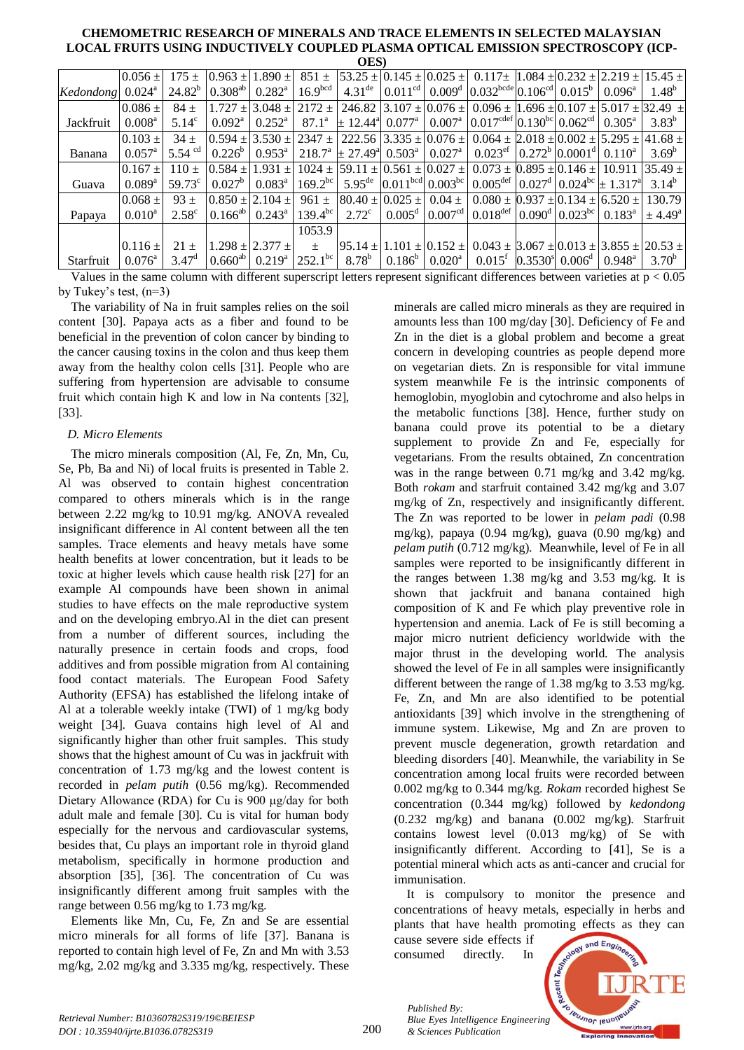| Kedondong | 0.056 ± 0.024[a] | 175 ± 24.82[b] | 0.963 ± 0.308[ab] | 1.890 ± 0.282[a] | 851 ± 16.9[bcd] | 53.25 ± 4.31[de] | 0.145 ± 0.011[cd] | 0.025 ± 0.009[d] | 0.117± 0.032[bcde] | 1.084 ± 0.106[cd] | 0.232 ± 0.015[b] | 2.219 ± 0.096[a] | 15.45 ± 1.48[b] |
|---|---|---|---|---|---|---|---|---|---|---|---|---|---|
| Jackfruit | 0.086 ± 0.008[a] | 84 ± 5.14[c] | 1.727 ± 0.092[a] | 3.048 ± 0.252[a] | 2172 ± 87.1[a] | 246.82 ± 12.44[a] | 3.107 ± 0.077[a] | 0.076 ± 0.007[a] | 0.096 ± 0.017[cdef] | 1.696 ± 0.130[bc] | 0.107 ± 0.062[cd] | 5.017 ± 0.305[a] | 32.49 ± 3.83[b] |
| Banana | 0.103 ± 0.057[a] | 34 ± 5.54 [cd] | 0.594 ± 0.226[b] | 3.530 ± 0.953[a] | 2347 ± 218.7[a] | 222.56 ± 27.49[a] | 3.335 ± 0.503[a] | 0.076 ± 0.027[a] | 0.064 ± 0.023[ef] | 2.018 ± 0.272[b] | 0.002 ± 0.0001[d] | 5.295 ± 0.110[a] | 41.68 ± 3.69[b] |
| Guava | 0.167 ± 0.089[a] | 110 ± 59.73[c] | 0.584 ± 0.027[b] | 1.931 ± 0.083[a] | 1024 ± 169.2[bc] | 59.11 ± 5.95[de] | 0.561 ± 0.011[bcd] | 0.027 ± 0.003[bc] | 0.073 ± 0.005[def] | 0.895 ± 0.027[d] | 0.146 ± 0.024[bc] | 10.911 ± 1.317[a] | 35.49 ± 3.14[b] |
| Papaya | 0.068 ± 0.010[a] | 93 ± 2.58[c] | 0.850 ± 0.166[ab] | 2.104 ± 0.243[a] | 961 ± 139.4[bc] | 80.40 ± 2.72[c] | 0.025 ± 0.005[d] | 0.04 ± 0.007[cd] | 0.080 ± 0.018[def] | 0.937 ± 0.090[d] | 0.134 ± 0.023[bc] | 6.520 ± 0.183[a] | 130.79 ± 4.49[a] |
| Starfruit | 0.116 ± 0.076[a] | 21 ± 3.47[d] | 1.298 ± 0.660[ab] | 2.377 ± 0.219[a] | 1053.9 ± 252.1[bc] | 95.14 ± 8.78[b] | 1.101 ± 0.186[b] | 0.152 ± 0.020[a] | 0.043 ± 0.015[f] | 3.067 ± 0.3530[s] | 0.013 ± 0.006[d] | 3.855 ± 0.948[a] | 20.53 ± 3.70[b] |

Values in the same column with different superscript letters represent significant differences between varieties at $p < 0.05$ by Tukey's test, (n=3)

The variability of Na in fruit samples relies on the soil content [30]. Papaya acts as a fiber and found to be beneficial in the prevention of colon cancer by binding to the cancer causing toxins in the colon and thus keep them away from the healthy colon cells [31]. People who are suffering from hypertension are advisable to consume fruit which contain high K and low in Na contents [32], [33].

### *D. Micro Elements*

The micro minerals composition (Al, Fe, Zn, Mn, Cu, Se, Pb, Ba and Ni) of local fruits is presented in Table 2. Al was observed to contain highest concentration compared to others minerals which is in the range between 2.22 mg/kg to 10.91 mg/kg. ANOVA revealed insignificant difference in Al content between all the ten samples. Trace elements and heavy metals have some health benefits at lower concentration, but it leads to be toxic at higher levels which cause health risk [27] for an example Al compounds have been shown in animal studies to have effects on the male reproductive system and on the developing embryo.Al in the diet can present from a number of different sources, including the naturally presence in certain foods and crops, food additives and from possible migration from Al containing food contact materials. The European Food Safety Authority (EFSA) has established the lifelong intake of Al at a tolerable weekly intake (TWI) of 1 mg/kg body weight [34]. Guava contains high level of Al and significantly higher than other fruit samples. This study shows that the highest amount of Cu was in jackfruit with concentration of 1.73 mg/kg and the lowest content is recorded in *pelam putih* (0.56 mg/kg). Recommended Dietary Allowance (RDA) for Cu is 900 μg/day for both adult male and female [30]. Cu is vital for human body especially for the nervous and cardiovascular systems, besides that, Cu plays an important role in thyroid gland metabolism, specifically in hormone production and absorption [35], [36]. The concentration of Cu was insignificantly different among fruit samples with the range between 0.56 mg/kg to 1.73 mg/kg.

Elements like Mn, Cu, Fe, Zn and Se are essential micro minerals for all forms of life [37]. Banana is reported to contain high level of Fe, Zn and Mn with 3.53 mg/kg, 2.02 mg/kg and 3.335 mg/kg, respectively. These minerals are called micro minerals as they are required in amounts less than 100 mg/day [30]. Deficiency of Fe and Zn in the diet is a global problem and become a great concern in developing countries as people depend more on vegetarian diets. Zn is responsible for vital immune system meanwhile Fe is the intrinsic components of hemoglobin, myoglobin and cytochrome and also helps in the metabolic functions [38]. Hence, further study on banana could prove its potential to be a dietary supplement to provide Zn and Fe, especially for vegetarians. From the results obtained, Zn concentration was in the range between 0.71 mg/kg and 3.42 mg/kg. Both *rokam* and starfruit contained 3.42 mg/kg and 3.07 mg/kg of Zn, respectively and insignificantly different. The Zn was reported to be lower in *pelam padi* (0.98 mg/kg), papaya (0.94 mg/kg), guava (0.90 mg/kg) and *pelam putih* (0.712 mg/kg). Meanwhile, level of Fe in all samples were reported to be insignificantly different in the ranges between 1.38 mg/kg and 3.53 mg/kg. It is shown that jackfruit and banana contained high composition of K and Fe which play preventive role in hypertension and anemia. Lack of Fe is still becoming a major micro nutrient deficiency worldwide with the major thrust in the developing world. The analysis showed the level of Fe in all samples were insignificantly different between the range of 1.38 mg/kg to 3.53 mg/kg. Fe, Zn, and Mn are also identified to be potential antioxidants [39] which involve in the strengthening of immune system. Likewise, Mg and Zn are proven to prevent muscle degeneration, growth retardation and bleeding disorders [40]. Meanwhile, the variability in Se concentration among local fruits were recorded between 0.002 mg/kg to 0.344 mg/kg. *Rokam* recorded highest Se concentration (0.344 mg/kg) followed by *kedondong* (0.232 mg/kg) and banana (0.002 mg/kg). Starfruit contains lowest level (0.013 mg/kg) of Se with insignificantly different. According to [41], Se is a potential mineral which acts as anti-cancer and crucial for immunisation.

It is compulsory to monitor the presence and concentrations of heavy metals, especially in herbs and plants that have health promoting effects as they can cause severe side effects if consumed directly. In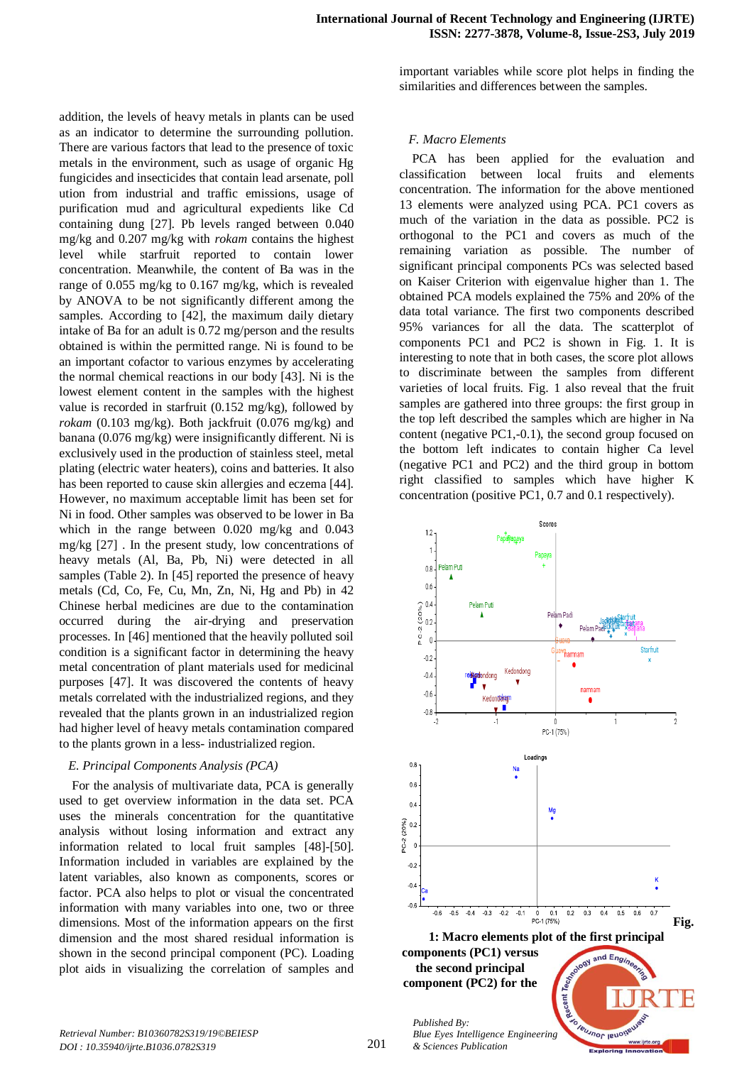addition, the levels of heavy metals in plants can be used as an indicator to determine the surrounding pollution. There are various factors that lead to the presence of toxic metals in the environment, such as usage of organic Hg fungicides and insecticides that contain lead arsenate, poll ution from industrial and traffic emissions, usage of purification mud and agricultural expedients like Cd containing dung [27]. Pb levels ranged between 0.040 mg/kg and 0.207 mg/kg with *rokam* contains the highest level while starfruit reported to contain lower concentration. Meanwhile, the content of Ba was in the range of 0.055 mg/kg to 0.167 mg/kg, which is revealed by ANOVA to be not significantly different among the samples. According to [42], the maximum daily dietary intake of Ba for an adult is 0.72 mg/person and the results obtained is within the permitted range. Ni is found to be an important cofactor to various enzymes by accelerating the normal chemical reactions in our body [43]. Ni is the lowest element content in the samples with the highest value is recorded in starfruit (0.152 mg/kg), followed by *rokam* (0.103 mg/kg). Both jackfruit (0.076 mg/kg) and banana (0.076 mg/kg) were insignificantly different. Ni is exclusively used in the production of stainless steel, metal plating (electric water heaters), coins and batteries. It also has been reported to cause skin allergies and eczema [44]. However, no maximum acceptable limit has been set for Ni in food. Other samples was observed to be lower in Ba which in the range between 0.020 mg/kg and 0.043 mg/kg [27] . In the present study, low concentrations of heavy metals (Al, Ba, Pb, Ni) were detected in all samples (Table 2). In [45] reported the presence of heavy metals (Cd, Co, Fe, Cu, Mn, Zn, Ni, Hg and Pb) in 42 Chinese herbal medicines are due to the contamination occurred during the air-drying and preservation processes. In [46] mentioned that the heavily polluted soil condition is a significant factor in determining the heavy metal concentration of plant materials used for medicinal purposes [47]. It was discovered the contents of heavy metals correlated with the industrialized regions, and they revealed that the plants grown in an industrialized region had higher level of heavy metals contamination compared to the plants grown in a less- industrialized region.

### *E. Principal Components Analysis (PCA)*

For the analysis of multivariate data, PCA is generally used to get overview information in the data set. PCA uses the minerals concentration for the quantitative analysis without losing information and extract any information related to local fruit samples [48]-[50]. Information included in variables are explained by the latent variables, also known as components, scores or factor. PCA also helps to plot or visual the concentrated information with many variables into one, two or three dimensions. Most of the information appears on the first dimension and the most shared residual information is shown in the second principal component (PC). Loading plot aids in visualizing the correlation of samples and important variables while score plot helps in finding the similarities and differences between the samples.

### *F. Macro Elements*

PCA has been applied for the evaluation and classification between local fruits and elements concentration. The information for the above mentioned 13 elements were analyzed using PCA. PC1 covers as much of the variation in the data as possible. PC2 is orthogonal to the PC1 and covers as much of the remaining variation as possible. The number of significant principal components PCs was selected based on Kaiser Criterion with eigenvalue higher than 1. The obtained PCA models explained the 75% and 20% of the data total variance. The first two components described 95% variances for all the data. The scatterplot of components PC1 and PC2 is shown in Fig. 1. It is interesting to note that in both cases, the score plot allows to discriminate between the samples from different varieties of local fruits. Fig. 1 also reveal that the fruit samples are gathered into three groups: the first group in the top left described the samples which are higher in Na content (negative PC1,-0.1), the second group focused on the bottom left indicates to contain higher Ca level (negative PC1 and PC2) and the third group in bottom right classified to samples which have higher K concentration (positive PC1, 0.7 and 0.1 respectively).

**Fig. 1: Macro elements plot of the first principal components (PC1) versus the second principal component (PC2) for the**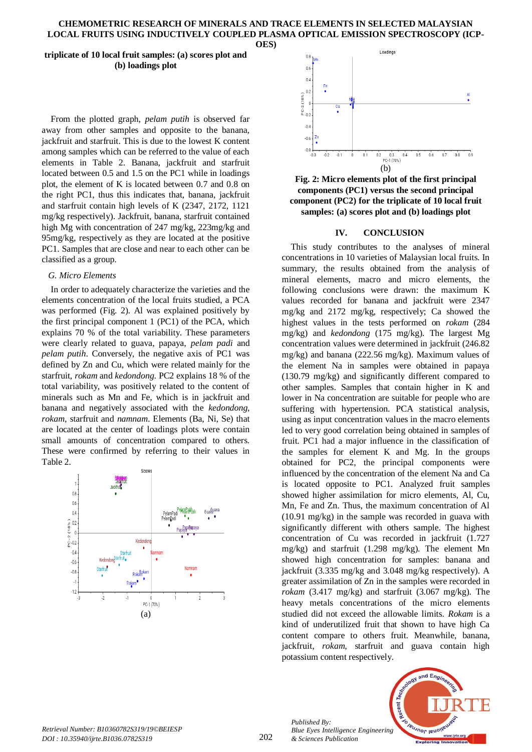triplicate of 10 local fruit samples: (a) scores plot and (b) loadings plot

From the plotted graph, *pelam putih* is observed far away from other samples and opposite to the banana, jackfruit and starfruit. This is due to the lowest K content among samples which can be referred to the value of each elements in Table 2. Banana, jackfruit and starfruit located between 0.5 and 1.5 on the PC1 while in loadings plot, the element of K is located between 0.7 and 0.8 on the right PC1, thus this indicates that, banana, jackfruit and starfruit contain high levels of K (2347, 2172, 1121 mg/kg respectively). Jackfruit, banana, starfruit contained high Mg with concentration of 247 mg/kg, 223mg/kg and 95mg/kg, respectively as they are located at the positive PC1. Samples that are close and near to each other can be classified as a group.

### *G. Micro Elements*

In order to adequately characterize the varieties and the elements concentration of the local fruits studied, a PCA was performed (Fig. 2). Al was explained positively by the first principal component 1 (PC1) of the PCA, which explains 70 % of the total variability. These parameters were clearly related to guava, papaya, *pelam padi* and *pelam putih*. Conversely, the negative axis of PC1 was defined by Zn and Cu, which were related mainly for the starfruit, *rokam* and *kedondong*. PC2 explains 18 % of the total variability, was positively related to the content of minerals such as Mn and Fe, which is in jackfruit and banana and negatively associated with the *kedondong*, *rokam*, starfruit and *namnam*. Elements (Ba, Ni, Se) that are located at the center of loadings plots were contain small amounts of concentration compared to others. These were confirmed by referring to their values in Table 2.

(a)

(b)

**Fig. 2: Micro elements plot of the first principal components (PC1) versus the second principal component (PC2) for the triplicate of 10 local fruit samples: (a) scores plot and (b) loadings plot**

## IV. CONCLUSION

This study contributes to the analyses of mineral concentrations in 10 varieties of Malaysian local fruits. In summary, the results obtained from the analysis of mineral elements, macro and micro elements, the following conclusions were drawn: the maximum K values recorded for banana and jackfruit were 2347 mg/kg and 2172 mg/kg, respectively; Ca showed the highest values in the tests performed on *rokam* (284 mg/kg) and *kedondong* (175 mg/kg). The largest Mg concentration values were determined in jackfruit (246.82 mg/kg) and banana (222.56 mg/kg). Maximum values of the element Na in samples were obtained in papaya (130.79 mg/kg) and significantly different compared to other samples. Samples that contain higher in K and lower in Na concentration are suitable for people who are suffering with hypertension. PCA statistical analysis, using as input concentration values in the macro elements led to very good correlation being obtained in samples of fruit. PC1 had a major influence in the classification of the samples for element K and Mg. In the groups obtained for PC2, the principal components were influenced by the concentration of the element Na and Ca is located opposite to PC1. Analyzed fruit samples showed higher assimilation for micro elements, Al, Cu, Mn, Fe and Zn. Thus, the maximum concentration of Al (10.91 mg/kg) in the sample was recorded in guava with significantly different with others sample. The highest concentration of Cu was recorded in jackfruit (1.727 mg/kg) and starfruit (1.298 mg/kg). The element Mn showed high concentration for samples: banana and jackfruit (3.335 mg/kg and 3.048 mg/kg respectively). A greater assimilation of Zn in the samples were recorded in *rokam* (3.417 mg/kg) and starfruit (3.067 mg/kg). The heavy metals concentrations of the micro elements studied did not exceed the allowable limits. *Rokam* is a kind of underutilized fruit that shown to have high Ca content compare to others fruit. Meanwhile, banana, jackfruit, *rokam*, starfruit and guava contain high potassium content respectively.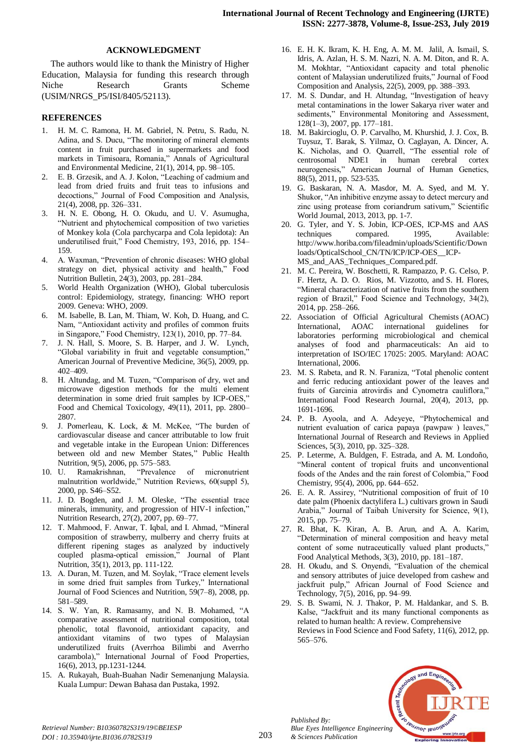## ACKNOWLEDGMENT

The authors would like to thank the Ministry of Higher Education, Malaysia for funding this research through Niche Research Grants Scheme (USIM/NRGS_P5/ISI/8405/52113).

## REFERENCES

1. H. M. C. Ramona, H. M. Gabriel, N. Petru, S. Radu, N. Adina, and S. Ducu, "The monitoring of mineral elements content in fruit purchased in supermarkets and food markets in Timisoara, Romania," Annals of Agricultural and Environmental Medicine, 21(1), 2014, pp. 98–105.
2. E. B. Grzesik, and A. J. Kolon, "Leaching of cadmium and lead from dried fruits and fruit teas to infusions and decoctions," Journal of Food Composition and Analysis, 21(4), 2008, pp. 326–331.
3. H. N. E. Obong, H. O. Okudu, and U. V. Asumugha, "Nutrient and phytochemical composition of two varieties of Monkey kola (Cola parchycarpa and Cola lepidota): An underutilised fruit," Food Chemistry, 193, 2016, pp. 154–159.
4. A. Waxman, "Prevention of chronic diseases: WHO global strategy on diet, physical activity and health," Food Nutrition Bulletin, 24(3), 2003, pp. 281–284.
5. World Health Organization (WHO), Global tuberculosis control: Epidemiology, strategy, financing: WHO report 2009. Geneva: WHO, 2009.
6. M. Isabelle, B. Lan, M. Thiam, W. Koh, D. Huang, and C. Nam, "Antioxidant activity and profiles of common fruits in Singapore," Food Chemistry, 123(1), 2010, pp. 77–84.
7. J. N. Hall, S. Moore, S. B. Harper, and J. W. Lynch, "Global variability in fruit and vegetable consumption," American Journal of Preventive Medicine, 36(5), 2009, pp. 402–409.
8. H. Altundag, and M. Tuzen, "Comparison of dry, wet and microwave digestion methods for the multi element determination in some dried fruit samples by ICP-OES," Food and Chemical Toxicology, 49(11), 2011, pp. 2800–2807.
9. J. Pomerleau, K. Lock, & M. McKee, "The burden of cardiovascular disease and cancer attributable to low fruit and vegetable intake in the European Union: Differences between old and new Member States," Public Health Nutrition, 9(5), 2006, pp. 575–583.
10. U. Ramakrishnan, "Prevalence of micronutrient malnutrition worldwide," Nutrition Reviews, 60(suppl 5), 2000, pp. S46–S52.
11. J. D. Bogden, and J. M. Oleske, "The essential trace minerals, immunity, and progression of HIV-1 infection," Nutrition Research, 27(2), 2007, pp. 69–77.
12. T. Mahmood, F. Anwar, T. Iqbal, and I. Ahmad, "Mineral composition of strawberry, mulberry and cherry fruits at different ripening stages as analyzed by inductively coupled plasma-optical emission," Journal of Plant Nutrition, 35(1), 2013, pp. 111-122.
13. A. Duran, M. Tuzen, and M. Soylak, "Trace element levels in some dried fruit samples from Turkey," International Journal of Food Sciences and Nutrition, 59(7–8), 2008, pp. 581–589.
14. S. W. Yan, R. Ramasamy, and N. B. Mohamed, "A comparative assessment of nutritional composition, total phenolic, total flavonoid, antioxidant capacity, and antioxidant vitamins of two types of Malaysian underutilized fruits (Averrhoa Bilimbi and Averrho carambola)," International Journal of Food Properties, 16(6), 2013, pp.1231-1244.
15. A. Rukayah, Buah-Buahan Nadir Semenanjung Malaysia. Kuala Lumpur: Dewan Bahasa dan Pustaka, 1992.
16. E. H. K. Ikram, K. H. Eng, A. M. M. Jalil, A. Ismail, S. Idris, A. Azlan, H. S. M. Nazri, N. A. M. Diton, and R. A. M. Mokhtar, "Antioxidant capacity and total phenolic content of Malaysian underutilized fruits," Journal of Food Composition and Analysis, 22(5), 2009, pp. 388–393.
17. M. S. Dundar, and H. Altundag, "Investigation of heavy metal contaminations in the lower Sakarya river water and sediments," Environmental Monitoring and Assessment, 128(1–3), 2007, pp. 177–181.
18. M. Bakircioglu, O. P. Carvalho, M. Khurshid, J. J. Cox, B. Tuysuz, T. Barak, S. Yilmaz, O. Caglayan, A. Dincer, A. K. Nicholas, and O. Quarrell, "The essential role of centrosomal NDE1 in human cerebral cortex neurogenesis," American Journal of Human Genetics, 88(5), 2011, pp. 523-535.
19. G. Baskaran, N. A. Masdor, M. A. Syed, and M. Y. Shukor, "An inhibitive enzyme assay to detect mercury and zinc using protease from coriandrum sativum," Scientific World Journal, 2013, 2013, pp. 1-7.
20. G. Tyler, and Y. S. Jobin, ICP-OES, ICP-MS and AAS techniques compared. 1995, Available: http://www.horiba.com/fileadmin/uploads/Scientific/Downloads/OpticalSchool_CN/TN/ICP/ICP-OES__ICP-MS_and_AAS_Techniques_Compared.pdf.
21. M. C. Pereira, W. Boschetti, R. Rampazzo, P. G. Celso, P. F. Hertz, A. D. O. Rios, M. Vizzotto, and S. H. Flores, "Mineral characterization of native fruits from the southern region of Brazil," Food Science and Technology, 34(2), 2014, pp. 258–266.
22. Association of Official Agricultural Chemists (AOAC) International, AOAC international guidelines for laboratories performing microbiological and chemical analyses of food and pharmaceuticals: An aid to interpretation of ISO/IEC 17025: 2005. Maryland: AOAC International, 2006.
23. M. S. Rabeta, and R. N. Faraniza, "Total phenolic content and ferric reducing antioxidant power of the leaves and fruits of Garcinia atrovirdis and Cynometra cauliflora," International Food Research Journal, 20(4), 2013, pp. 1691-1696.
24. P. B. Ayoola, and A. Adeyeye, "Phytochemical and nutrient evaluation of carica papaya (pawpaw ) leaves," International Journal of Research and Reviews in Applied Sciences, 5(3), 2010, pp. 325–328.
25. P. Leterme, A. Buldgen, F. Estrada, and A. M. Londoño, "Mineral content of tropical fruits and unconventional foods of the Andes and the rain forest of Colombia," Food Chemistry, 95(4), 2006, pp. 644–652.
26. E. A. R. Assirey, "Nutritional composition of fruit of 10 date palm (Phoenix dactylifera L.) cultivars grown in Saudi Arabia," Journal of Taibah University for Science, 9(1), 2015, pp. 75–79.
27. R. Bhat, K. Kiran, A. B. Arun, and A. A. Karim, "Determination of mineral composition and heavy metal content of some nutraceutically valued plant products," Food Analytical Methods, 3(3), 2010, pp. 181–187.
28. H. Okudu, and S. Onyendi, "Evaluation of the chemical and sensory attributes of juice developed from cashew and jackfruit pulp," African Journal of Food Science and Technology, 7(5), 2016, pp. 94–99.
29. S. B. Swami, N. J. Thakor, P. M. Haldankar, and S. B. Kalse, "Jackfruit and its many functional components as related to human health: A review. Comprehensive Reviews in Food Science and Food Safety, 11(6), 2012, pp. 565–576.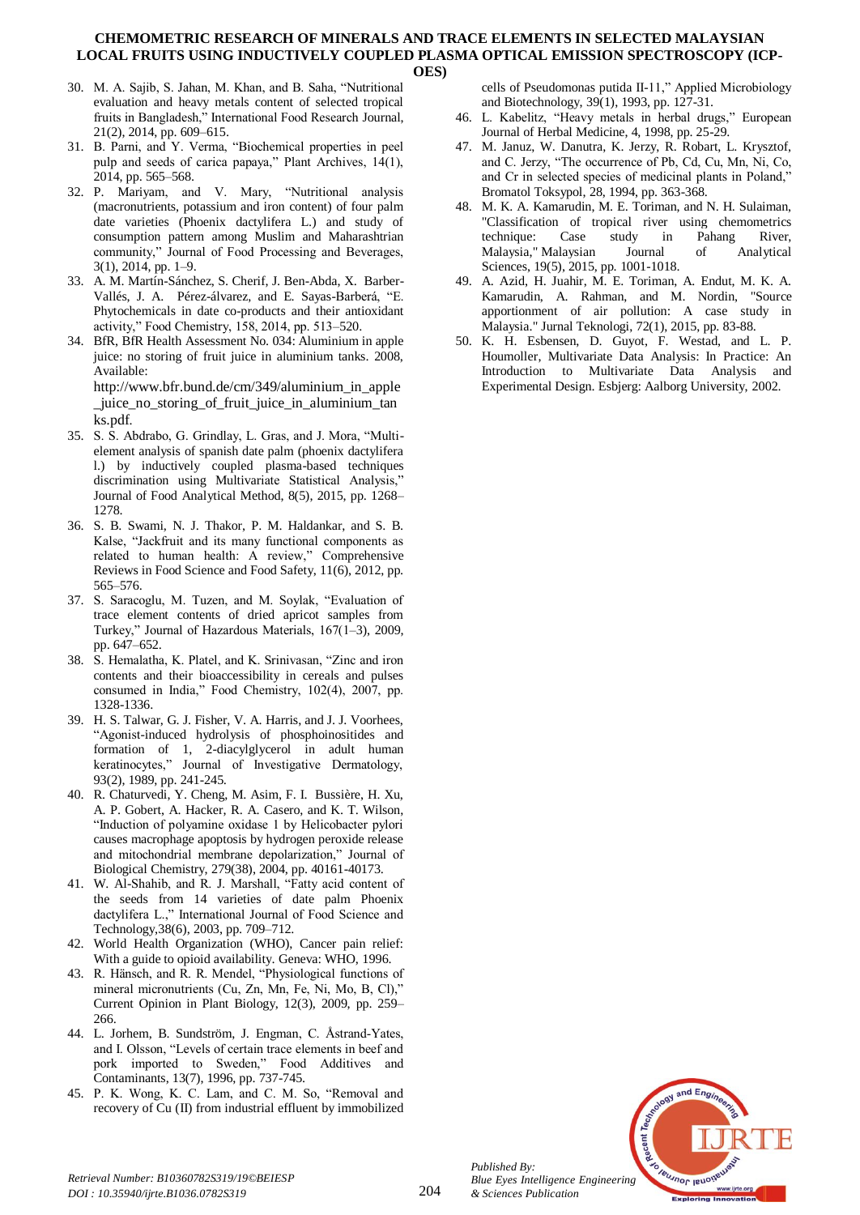30. M. A. Sajib, S. Jahan, M. Khan, and B. Saha, "Nutritional evaluation and heavy metals content of selected tropical fruits in Bangladesh," International Food Research Journal, 21(2), 2014, pp. 609–615.
31. B. Parni, and Y. Verma, "Biochemical properties in peel pulp and seeds of carica papaya," Plant Archives, 14(1), 2014, pp. 565–568.
32. P. Mariyam, and V. Mary, "Nutritional analysis (macronutrients, potassium and iron content) of four palm date varieties (Phoenix dactylifera L.) and study of consumption pattern among Muslim and Maharashtrian community," Journal of Food Processing and Beverages, 3(1), 2014, pp. 1–9.
33. A. M. Martín-Sánchez, S. Cherif, J. Ben-Abda, X. Barber-Vallés, J. A. Pérez-álvarez, and E. Sayas-Barberá, "E. Phytochemicals in date co-products and their antioxidant activity," Food Chemistry, 158, 2014, pp. 513–520.
34. BfR, BfR Health Assessment No. 034: Aluminium in apple juice: no storing of fruit juice in aluminium tanks. 2008, Available: http://www.bfr.bund.de/cm/349/aluminium_in_apple_juice_no_storing_of_fruit_juice_in_aluminium_tanks.pdf.
35. S. S. Abdrabo, G. Grindlay, L. Gras, and J. Mora, "Multi-element analysis of spanish date palm (phoenix dactylifera l.) by inductively coupled plasma-based techniques discrimination using Multivariate Statistical Analysis," Journal of Food Analytical Method, 8(5), 2015, pp. 1268–1278.
36. S. B. Swami, N. J. Thakor, P. M. Haldankar, and S. B. Kalse, "Jackfruit and its many functional components as related to human health: A review," Comprehensive Reviews in Food Science and Food Safety, 11(6), 2012, pp. 565–576.
37. S. Saracoglu, M. Tuzen, and M. Soylak, "Evaluation of trace element contents of dried apricot samples from Turkey," Journal of Hazardous Materials, 167(1–3), 2009, pp. 647–652.
38. S. Hemalatha, K. Platel, and K. Srinivasan, "Zinc and iron contents and their bioaccessibility in cereals and pulses consumed in India," Food Chemistry, 102(4), 2007, pp. 1328-1336.
39. H. S. Talwar, G. J. Fisher, V. A. Harris, and J. J. Voorhees, "Agonist-induced hydrolysis of phosphoinositides and formation of 1, 2-diacylglycerol in adult human keratinocytes," Journal of Investigative Dermatology, 93(2), 1989, pp. 241-245.
40. R. Chaturvedi, Y. Cheng, M. Asim, F. I. Bussière, H. Xu, A. P. Gobert, A. Hacker, R. A. Casero, and K. T. Wilson, "Induction of polyamine oxidase 1 by Helicobacter pylori causes macrophage apoptosis by hydrogen peroxide release and mitochondrial membrane depolarization," Journal of Biological Chemistry, 279(38), 2004, pp. 40161-40173.
41. W. Al-Shahib, and R. J. Marshall, "Fatty acid content of the seeds from 14 varieties of date palm Phoenix dactylifera L.," International Journal of Food Science and Technology,38(6), 2003, pp. 709–712.
42. World Health Organization (WHO), Cancer pain relief: With a guide to opioid availability. Geneva: WHO, 1996.
43. R. Hänsch, and R. R. Mendel, "Physiological functions of mineral micronutrients (Cu, Zn, Mn, Fe, Ni, Mo, B, Cl)," Current Opinion in Plant Biology, 12(3), 2009, pp. 259–266.
44. L. Jorhem, B. Sundström, J. Engman, C. Åstrand-Yates, and I. Olsson, "Levels of certain trace elements in beef and pork imported to Sweden," Food Additives and Contaminants, 13(7), 1996, pp. 737-745.
45. P. K. Wong, K. C. Lam, and C. M. So, "Removal and recovery of Cu (II) from industrial effluent by immobilized cells of Pseudomonas putida II-11," Applied Microbiology and Biotechnology, 39(1), 1993, pp. 127-31.
46. L. Kabelitz, "Heavy metals in herbal drugs," European Journal of Herbal Medicine, 4, 1998, pp. 25-29.
47. M. Januz, W. Danutra, K. Jerzy, R. Robart, L. Krysztof, and C. Jerzy, "The occurrence of Pb, Cd, Cu, Mn, Ni, Co, and Cr in selected species of medicinal plants in Poland," Bromatol Toksypol, 28, 1994, pp. 363-368.
48. M. K. A. Kamarudin, M. E. Toriman, and N. H. Sulaiman, "Classification of tropical river using chemometrics technique: Case study in Pahang River, Malaysia," Malaysian Journal of Analytical Sciences, 19(5), 2015, pp. 1001-1018.
49. A. Azid, H. Juahir, M. E. Toriman, A. Endut, M. K. A. Kamarudin, A. Rahman, and M. Nordin, "Source apportionment of air pollution: A case study in Malaysia." Jurnal Teknologi, 72(1), 2015, pp. 83-88.
50. K. H. Esbensen, D. Guyot, F. Westad, and L. P. Houmoller, Multivariate Data Analysis: In Practice: An Introduction to Multivariate Data Analysis and Experimental Design. Esbjerg: Aalborg University, 2002.